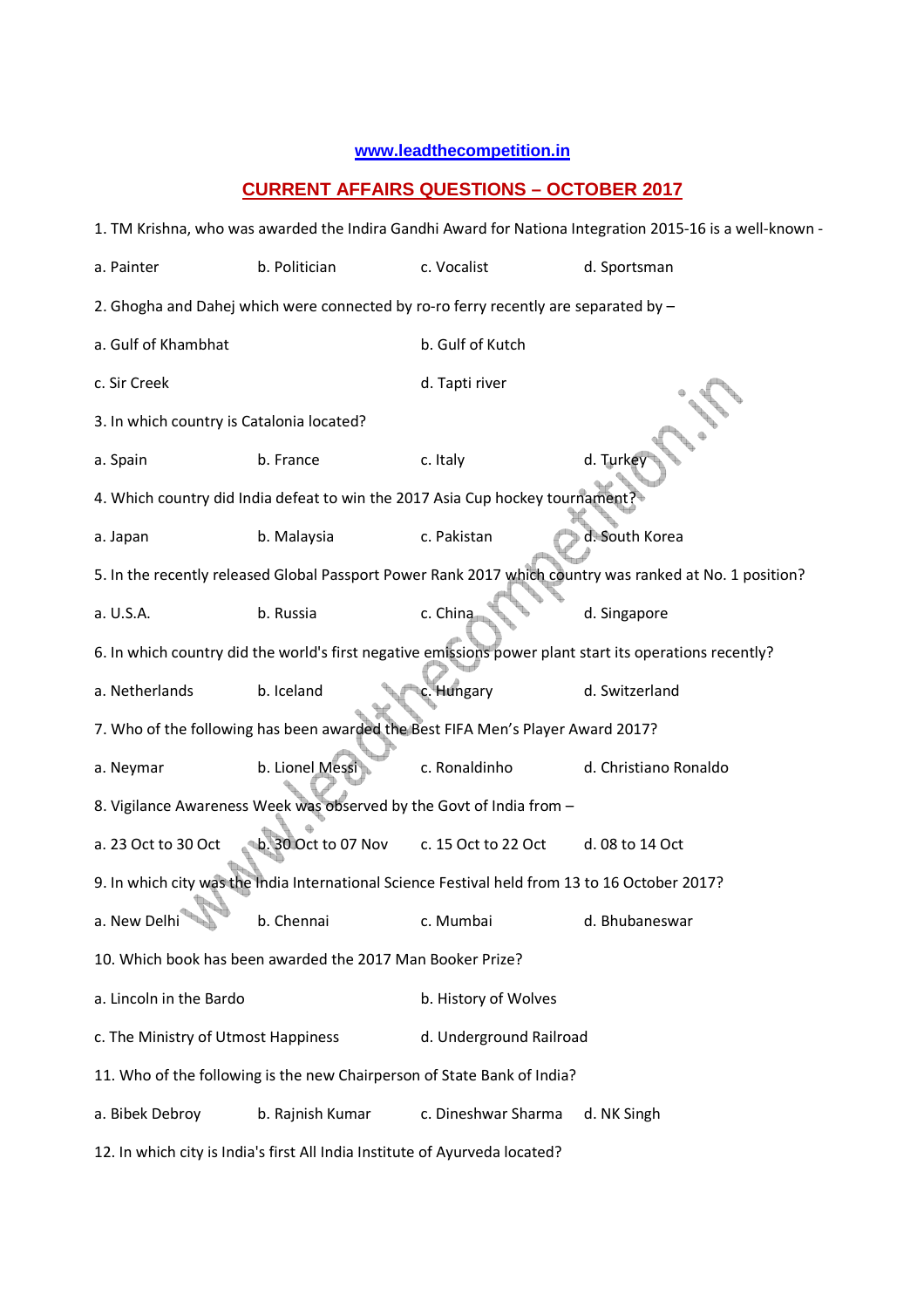www.leadthecompetition.in

## CURRENT AFFAIRS QUESTIONS – OCTOBER 2017

1. TM Krishna, who was awarded the Indira Gandhi Award for Nationa Integration 2015-16 is a well-known -

a. Painter b. Politician c. Vocalist d. Sportsman

2. Ghogha and Dahej which were connected by ro-ro ferry recently are separated by –

a. Gulf of Khambhat b. Gulf of Kutch

c. Sir Creek d. Tapti river

3. In which country is Catalonia located?

a. Spain b. France c. Italy d. Turkey

4. Which country did India defeat to win the 2017 Asia Cup hockey tournament?

a. Japan b. Malaysia c. Pakistan d. South Korea

5. In the recently released Global Passport Power Rank 2017 which country was ranked at No. 1 position?

a. U.S.A. b. Russia c. China d. Singapore

6. In which country did the world's first negative emissions power plant start its operations recently?

a. Netherlands b. Iceland c. Hungary d. Switzerland

7. Who of the following has been awarded the Best FIFA Men's Player Award 2017?

a. Neymar b. Lionel Messi c. Ronaldinho d. Christiano Ronaldo

8. Vigilance Awareness Week was observed by the Govt of India from –

a. 23 Oct to 30 Oct b. 30 Oct to 07 Nov c. 15 Oct to 22 Oct d. 08 to 14 Oct

9. In which city was the India International Science Festival held from 13 to 16 October 2017?

a. New Delhi b. Chennai c. Mumbai d. Bhubaneswar

10. Which book has been awarded the 2017 Man Booker Prize?

a. Lincoln in the Bardo b. History of Wolves

c. The Ministry of Utmost Happiness d. Underground Railroad

11. Who of the following is the new Chairperson of State Bank of India?

a. Bibek Debroy b. Rajnish Kumar c. Dineshwar Sharma d. NK Singh

12. In which city is India's first All India Institute of Ayurveda located?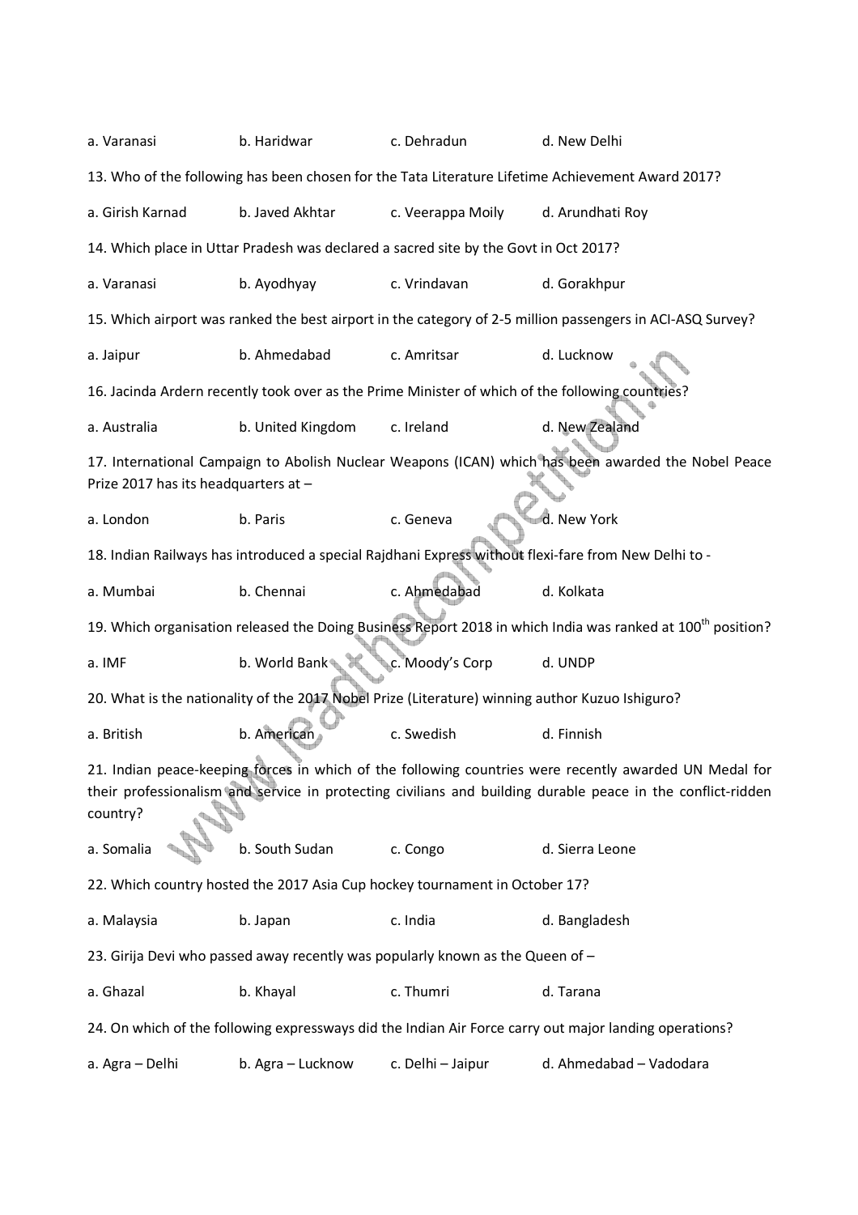a. Varanasi b. Haridwar c. Dehradun d. New Delhi

13. Who of the following has been chosen for the Tata Literature Lifetime Achievement Award 2017?

a. Girish Karnad b. Javed Akhtar c. Veerappa Moily d. Arundhati Roy

14. Which place in Uttar Pradesh was declared a sacred site by the Govt in Oct 2017?

a. Varanasi b. Ayodhyay c. Vrindavan d. Gorakhpur

15. Which airport was ranked the best airport in the category of 2-5 million passengers in ACI-ASQ Survey?

a. Jaipur b. Ahmedabad c. Amritsar d. Lucknow

16. Jacinda Ardern recently took over as the Prime Minister of which of the following countries?

a. Australia b. United Kingdom c. Ireland d. New Zealand

17. International Campaign to Abolish Nuclear Weapons (ICAN) which has been awarded the Nobel Peace Prize 2017 has its headquarters at –

a. London b. Paris c. Geneva d. New York

18. Indian Railways has introduced a special Rajdhani Express without flexi-fare from New Delhi to -

a. Mumbai b. Chennai c. Ahmedabad d. Kolkata

19. Which organisation released the Doing Business Report 2018 in which India was ranked at 100th position?

a. IMF b. World Bank c. Moody's Corp d. UNDP

20. What is the nationality of the 2017 Nobel Prize (Literature) winning author Kuzuo Ishiguro?

a. British b. American c. Swedish d. Finnish

21. Indian peace-keeping forces in which of the following countries were recently awarded UN Medal for their professionalism and service in protecting civilians and building durable peace in the conflict-ridden country?

a. Somalia b. South Sudan c. Congo d. Sierra Leone

22. Which country hosted the 2017 Asia Cup hockey tournament in October 17?

a. Malaysia b. Japan c. India d. Bangladesh

23. Girija Devi who passed away recently was popularly known as the Queen of –

a. Ghazal b. Khayal c. Thumri d. Tarana

24. On which of the following expressways did the Indian Air Force carry out major landing operations?

a. Agra – Delhi b. Agra – Lucknow c. Delhi – Jaipur d. Ahmedabad – Vadodara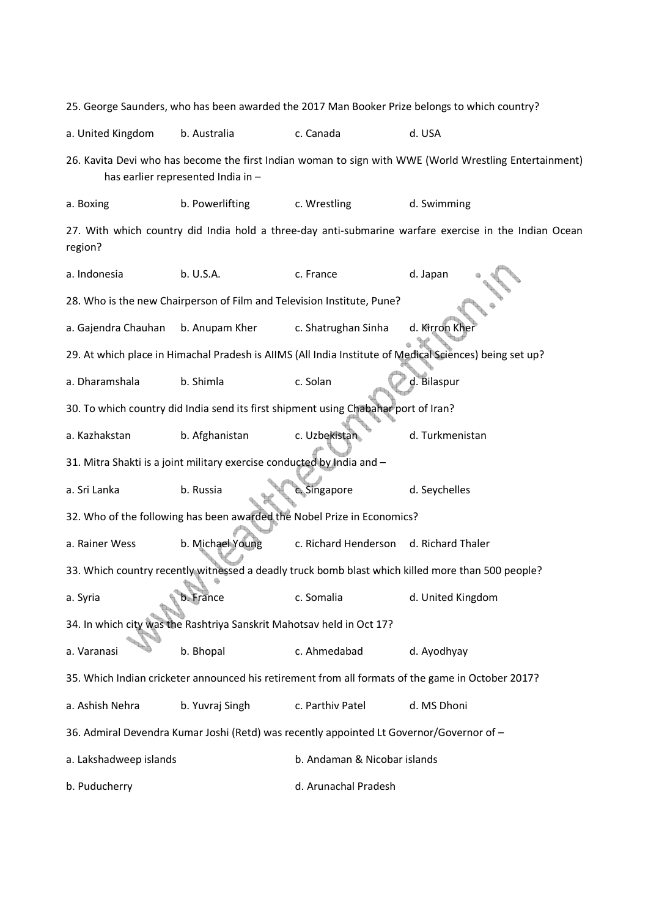25. George Saunders, who has been awarded the 2017 Man Booker Prize belongs to which country?

a. United Kingdom b. Australia c. Canada d. USA

26. Kavita Devi who has become the first Indian woman to sign with WWE (World Wrestling Entertainment) has earlier represented India in –

a. Boxing b. Powerlifting c. Wrestling d. Swimming

27. With which country did India hold a three-day anti-submarine warfare exercise in the Indian Ocean region?

a. Indonesia b. U.S.A. c. France d. Japan

28. Who is the new Chairperson of Film and Television Institute, Pune?

a. Gajendra Chauhan b. Anupam Kher c. Shatrughan Sinha d. Kirron Kher

29. At which place in Himachal Pradesh is AIIMS (All India Institute of Medical Sciences) being set up?

a. Dharamshala b. Shimla c. Solan d. Bilaspur

30. To which country did India send its first shipment using Chabahar port of Iran?

a. Kazhakstan b. Afghanistan c. Uzbekistan d. Turkmenistan

31. Mitra Shakti is a joint military exercise conducted by India and –

a. Sri Lanka b. Russia c. Singapore d. Seychelles

32. Who of the following has been awarded the Nobel Prize in Economics?

a. Rainer Wess b. Michael Young c. Richard Henderson d. Richard Thaler

33. Which country recently witnessed a deadly truck bomb blast which killed more than 500 people?

a. Syria b. France c. Somalia d. United Kingdom

34. In which city was the Rashtriya Sanskrit Mahotsav held in Oct 17?

a. Varanasi b. Bhopal c. Ahmedabad d. Ayodhyay

35. Which Indian cricketer announced his retirement from all formats of the game in October 2017?

a. Ashish Nehra b. Yuvraj Singh c. Parthiv Patel d. MS Dhoni

36. Admiral Devendra Kumar Joshi (Retd) was recently appointed Lt Governor/Governor of –

a. Lakshadweep islands b. Andaman & Nicobar islands

b. Puducherry d. Arunachal Pradesh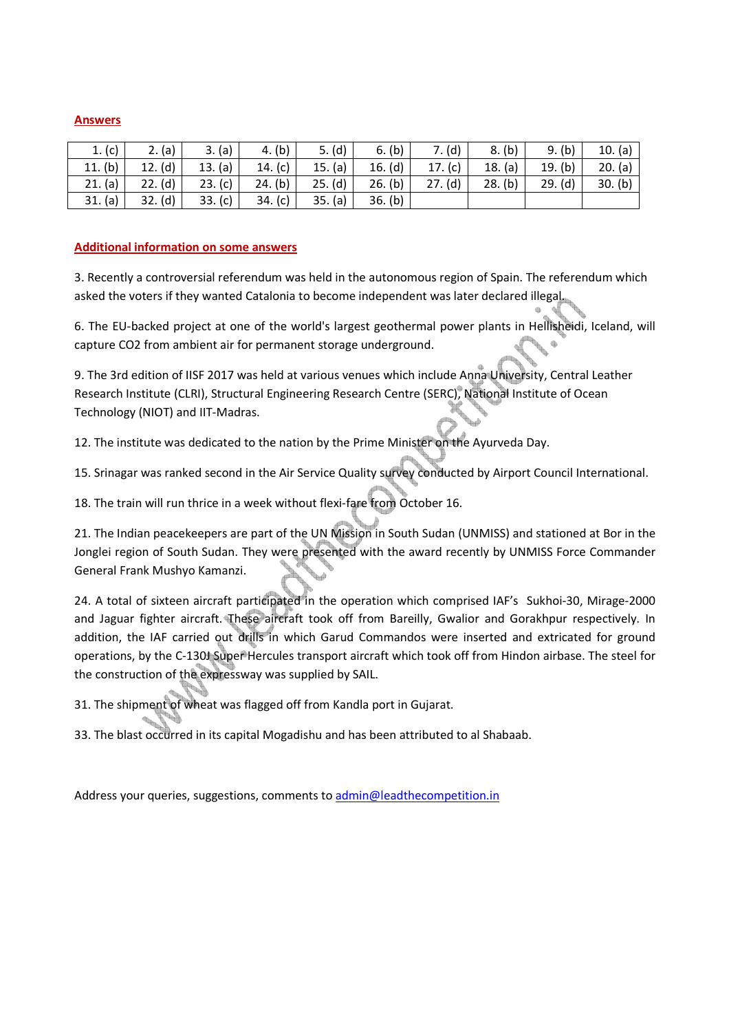**Answers**

| | | | | | | | | | |
|---|---|---|---|---|---|---|---|---|---|
| 1. (c) | 2. (a) | 3. (a) | 4. (b) | 5. (d) | 6. (b) | 7. (d) | 8. (b) | 9. (b) | 10. (a) |
| 11. (b) | 12. (d) | 13. (a) | 14. (c) | 15. (a) | 16. (d) | 17. (c) | 18. (a) | 19. (b) | 20. (a) |
| 21. (a) | 22. (d) | 23. (c) | 24. (b) | 25. (d) | 26. (b) | 27. (d) | 28. (b) | 29. (d) | 30. (b) |
| 31. (a) | 32. (d) | 33. (c) | 34. (c) | 35. (a) | 36. (b) | | | | |

**Additional information on some answers**

3. Recently a controversial referendum was held in the autonomous region of Spain. The referendum which asked the voters if they wanted Catalonia to become independent was later declared illegal.

6. The EU-backed project at one of the world's largest geothermal power plants in Hellisheidi, Iceland, will capture $CO_2$ from ambient air for permanent storage underground.

9. The 3rd edition of IISF 2017 was held at various venues which include Anna University, Central Leather Research Institute (CLRI), Structural Engineering Research Centre (SERC), National Institute of Ocean Technology (NIOT) and IIT-Madras.

12. The institute was dedicated to the nation by the Prime Minister on the Ayurveda Day.

15. Srinagar was ranked second in the Air Service Quality survey conducted by Airport Council International.

18. The train will run thrice in a week without flexi-fare from October 16.

21. The Indian peacekeepers are part of the UN Mission in South Sudan (UNMISS) and stationed at Bor in the Jonglei region of South Sudan. They were presented with the award recently by UNMISS Force Commander General Frank Mushyo Kamanzi.

24. A total of sixteen aircraft participated in the operation which comprised IAF's Sukhoi-30, Mirage-2000 and Jaguar fighter aircraft. These aircraft took off from Bareilly, Gwalior and Gorakhpur respectively. In addition, the IAF carried out drills in which Garud Commandos were inserted and extricated for ground operations, by the C-130J Super Hercules transport aircraft which took off from Hindon airbase. The steel for the construction of the expressway was supplied by SAIL.

31. The shipment of wheat was flagged off from Kandla port in Gujarat.

33. The blast occurred in its capital Mogadishu and has been attributed to al Shabaab.

Address your queries, suggestions, comments to admin@leadthecompetition.in